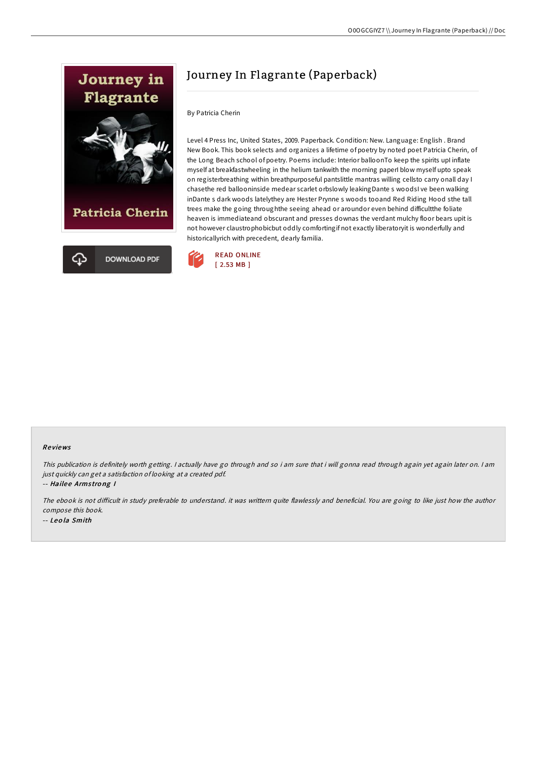# Journey In Flagrante (Paperback)

By Patricia Cherin

Level 4 Press Inc, United States, 2009. Paperback. Condition: New. Language: English . Brand New Book. This book selects and organizes a lifetime of poetry by noted poet Patricia Cherin, of the Long Beach school of poetry. Poems include: Interior balloonTo keep the spirits upI inflate myself at breakfastwheeling in the helium tankwith the morning paperI blow myself upto speak on registerbreathing within breathpurposeful pantslittle mantras willing cellsto carry onall day I chasethe red ballooninside medear scarlet orbslowly leakingDante s woodsI ve been walking inDante s dark woods latelythey are Hester Prynne s woods tooand Red Riding Hood sthe tall trees make the going throughthe seeing ahead or aroundor even behind difficultthe foliate heaven is immediateand obscurant and presses downas the verdant mulchy floor bears upit is not however claustrophobicbut oddly comfortingif not exactly liberatoryit is wonderfully and historicallyrich with precedent, dearly familia.

READ ONLINE
[ 2.53 MB ]

DOWNLOAD PDF

## Reviews

*This publication is definitely worth getting. I actually have go through and so i am sure that i will gonna read through again yet again later on. I am just quickly can get a satisfaction of looking at a created pdf.*

-- ***Hailee Armstrong I***

*The ebook is not difficult in study preferable to understand. it was writtern quite flawlessly and beneficial. You are going to like just how the author compose this book.*

-- ***Leola Smith***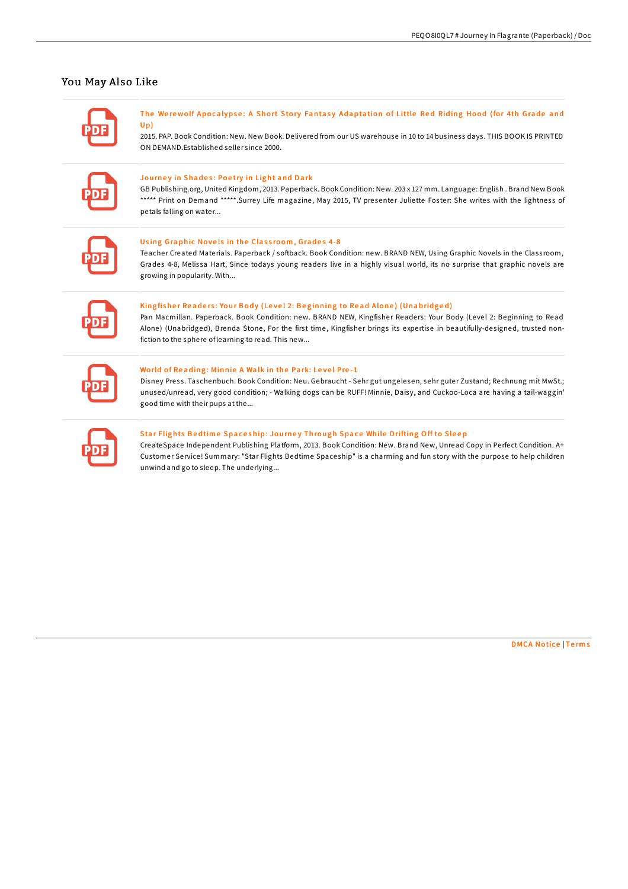## You May Also Like

**The Werewolf Apocalypse: A Short Story Fantasy Adaptation of Little Red Riding Hood (for 4th Grade and Up)**

2015. PAP. Book Condition: New. New Book. Delivered from our US warehouse in 10 to 14 business days. THIS BOOK IS PRINTED ON DEMAND.Established seller since 2000.

**Journey in Shades: Poetry in Light and Dark**

GB Publishing.org, United Kingdom, 2013. Paperback. Book Condition: New. 203 x 127 mm. Language: English . Brand New Book ***** Print on Demand *****.Surrey Life magazine, May 2015, TV presenter Juliette Foster: She writes with the lightness of petals falling on water...

**Using Graphic Novels in the Classroom, Grades 4-8**

Teacher Created Materials. Paperback / softback. Book Condition: new. BRAND NEW, Using Graphic Novels in the Classroom, Grades 4-8, Melissa Hart, Since todays young readers live in a highly visual world, its no surprise that graphic novels are growing in popularity. With...

**Kingfisher Readers: Your Body (Level 2: Beginning to Read Alone) (Unabridged)**

Pan Macmillan. Paperback. Book Condition: new. BRAND NEW, Kingfisher Readers: Your Body (Level 2: Beginning to Read Alone) (Unabridged), Brenda Stone, For the first time, Kingfisher brings its expertise in beautifully-designed, trusted non-fiction to the sphere of learning to read. This new...

**World of Reading: Minnie A Walk in the Park: Level Pre-1**

Disney Press. Taschenbuch. Book Condition: Neu. Gebraucht - Sehr gut ungelesen, sehr guter Zustand; Rechnung mit MwSt.; unused/unread, very good condition; - Walking dogs can be RUFF! Minnie, Daisy, and Cuckoo-Loca are having a tail-waggin' good time with their pups at the...

**Star Flights Bedtime Spaceship: Journey Through Space While Drifting Off to Sleep**

CreateSpace Independent Publishing Platform, 2013. Book Condition: New. Brand New, Unread Copy in Perfect Condition. A+ Customer Service! Summary: "Star Flights Bedtime Spaceship" is a charming and fun story with the purpose to help children unwind and go to sleep. The underlying...